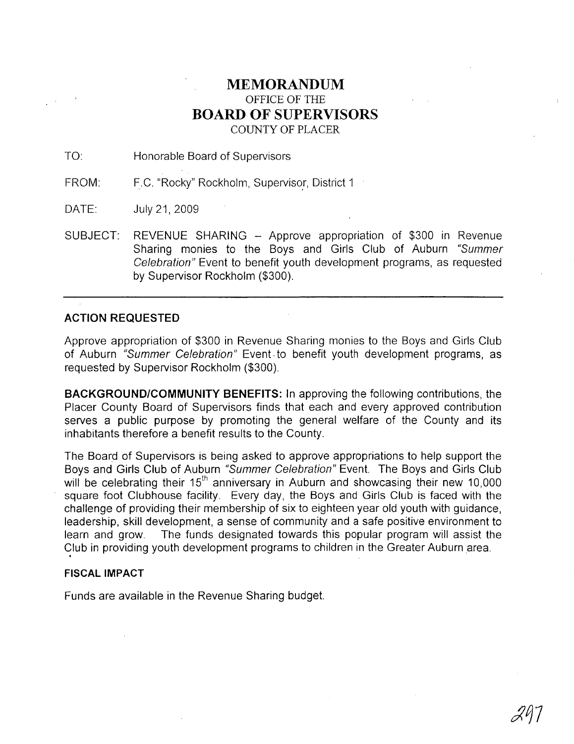# MEMORANDUM

OFFICE OF THE

# BOARD OF SUPERVISORS

COUNTY OF PLACER

TO: Honorable Board of Supervisors

FROM: F.C. "Rocky" Rockholm, Supervisor, District 1

DATE: July 21, 2009

SUBJECT: REVENUE SHARING – Approve appropriation of $300 in Revenue Sharing monies to the Boys and Girls Club of Auburn *"Summer Celebration"* Event to benefit youth development programs, as requested by Supervisor Rockholm ($300).

---

**ACTION REQUESTED**

Approve appropriation of $300 in Revenue Sharing monies to the Boys and Girls Club of Auburn *"Summer Celebration"* Event to benefit youth development programs, as requested by Supervisor Rockholm ($300).

**BACKGROUND/COMMUNITY BENEFITS:** In approving the following contributions, the Placer County Board of Supervisors finds that each and every approved contribution serves a public purpose by promoting the general welfare of the County and its inhabitants therefore a benefit results to the County.

The Board of Supervisors is being asked to approve appropriations to help support the Boys and Girls Club of Auburn *"Summer Celebration"* Event. The Boys and Girls Club will be celebrating their 15th anniversary in Auburn and showcasing their new 10,000 square foot Clubhouse facility. Every day, the Boys and Girls Club is faced with the challenge of providing their membership of six to eighteen year old youth with guidance, leadership, skill development, a sense of community and a safe positive environment to learn and grow. The funds designated towards this popular program will assist the Club in providing youth development programs to children in the Greater Auburn area.

**FISCAL IMPACT**

Funds are available in the Revenue Sharing budget.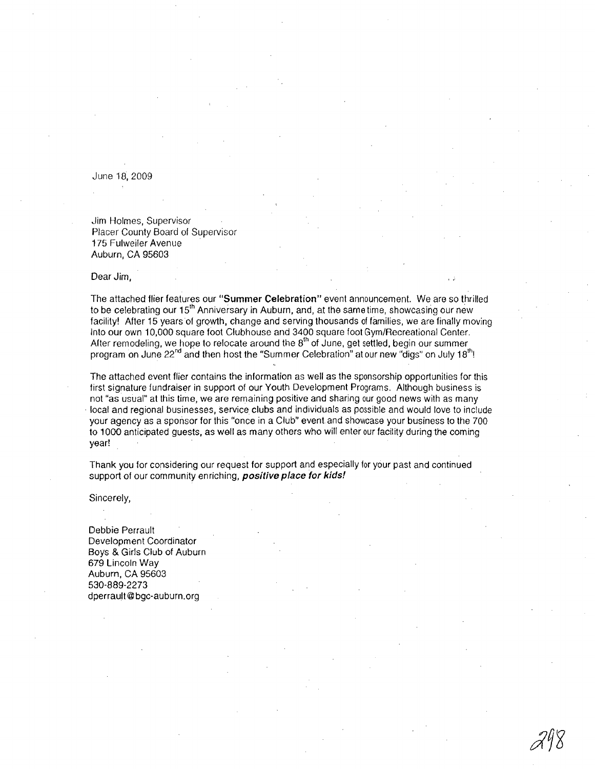June 18, 2009

Jim Holmes, Supervisor
Placer County Board of Supervisor
175 Fulweiler Avenue
Auburn, CA 95603

Dear Jim,

The attached flier features our **"Summer Celebration"** event announcement. We are so thrilled to be celebrating our 15th Anniversary in Auburn, and, at the same time, showcasing our new facility! After 15 years of growth, change and serving thousands of families, we are finally moving into our own 10,000 square foot Clubhouse and 3400 square foot Gym/Recreational Center. After remodeling, we hope to relocate around the 8th of June, get settled, begin our summer program on June 22nd and then host the "Summer Celebration" at our new "digs" on July 18th!

The attached event flier contains the information as well as the sponsorship opportunities for this first signature fundraiser in support of our Youth Development Programs. Although business is not "as usual" at this time, we are remaining positive and sharing our good news with as many local and regional businesses, service clubs and individuals as possible and would love to include your agency as a sponsor for this "once in a Club" event and showcase your business to the 700 to 1000 anticipated guests, as well as many others who will enter our facility during the coming year!

Thank you for considering our request for support and especially for your past and continued support of our community enriching, ***positive place for kids!***

Sincerely,

Debbie Perrault
Development Coordinator
Boys & Girls Club of Auburn
679 Lincoln Way
Auburn, CA 95603
530-889-2273
dperrault@bgc-auburn.org